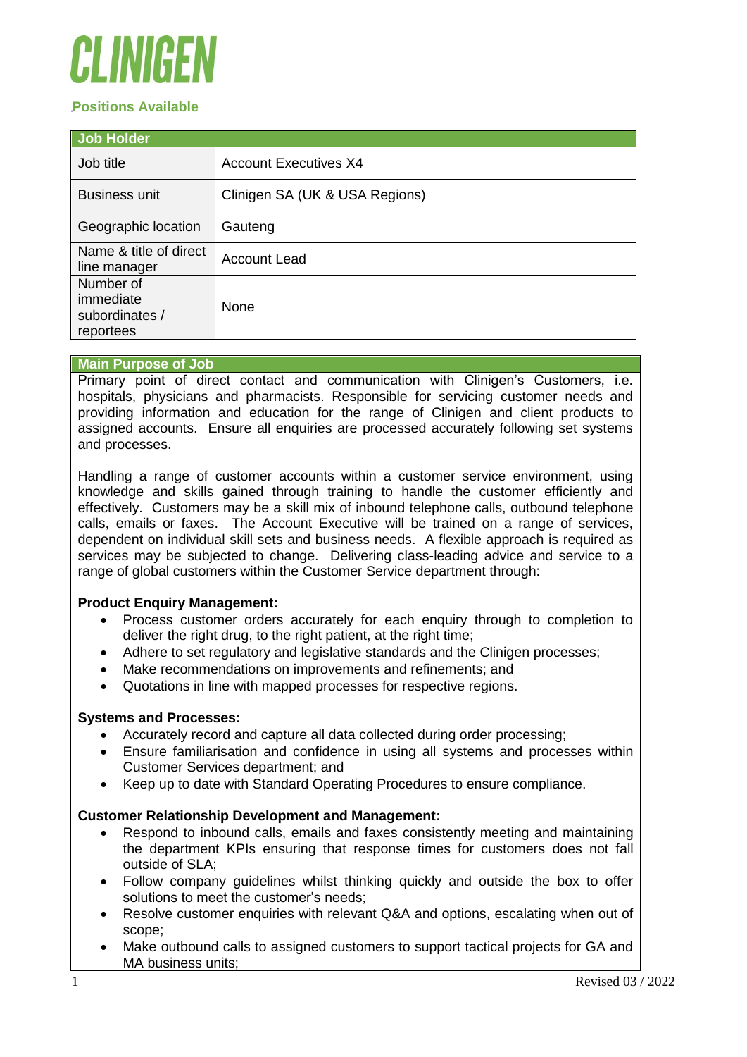# CLINIGEN

**Positions Available**

| Job Holder | |
|---|---|
| Job title | Account Executives X4 |
| Business unit | Clinigen SA (UK & USA Regions) |
| Geographic location | Gauteng |
| Name & title of direct line manager | Account Lead |
| Number of immediate subordinates / reportees | None |

**Main Purpose of Job**

Primary point of direct contact and communication with Clinigen's Customers, i.e. hospitals, physicians and pharmacists. Responsible for servicing customer needs and providing information and education for the range of Clinigen and client products to assigned accounts. Ensure all enquiries are processed accurately following set systems and processes.

Handling a range of customer accounts within a customer service environment, using knowledge and skills gained through training to handle the customer efficiently and effectively. Customers may be a skill mix of inbound telephone calls, outbound telephone calls, emails or faxes. The Account Executive will be trained on a range of services, dependent on individual skill sets and business needs. A flexible approach is required as services may be subjected to change. Delivering class-leading advice and service to a range of global customers within the Customer Service department through:

**Product Enquiry Management:**

- Process customer orders accurately for each enquiry through to completion to deliver the right drug, to the right patient, at the right time;
- Adhere to set regulatory and legislative standards and the Clinigen processes;
- Make recommendations on improvements and refinements; and
- Quotations in line with mapped processes for respective regions.

**Systems and Processes:**

- Accurately record and capture all data collected during order processing;
- Ensure familiarisation and confidence in using all systems and processes within Customer Services department; and
- Keep up to date with Standard Operating Procedures to ensure compliance.

**Customer Relationship Development and Management:**

- Respond to inbound calls, emails and faxes consistently meeting and maintaining the department KPIs ensuring that response times for customers does not fall outside of SLA;
- Follow company guidelines whilst thinking quickly and outside the box to offer solutions to meet the customer's needs;
- Resolve customer enquiries with relevant Q&A and options, escalating when out of scope;
- Make outbound calls to assigned customers to support tactical projects for GA and MA business units;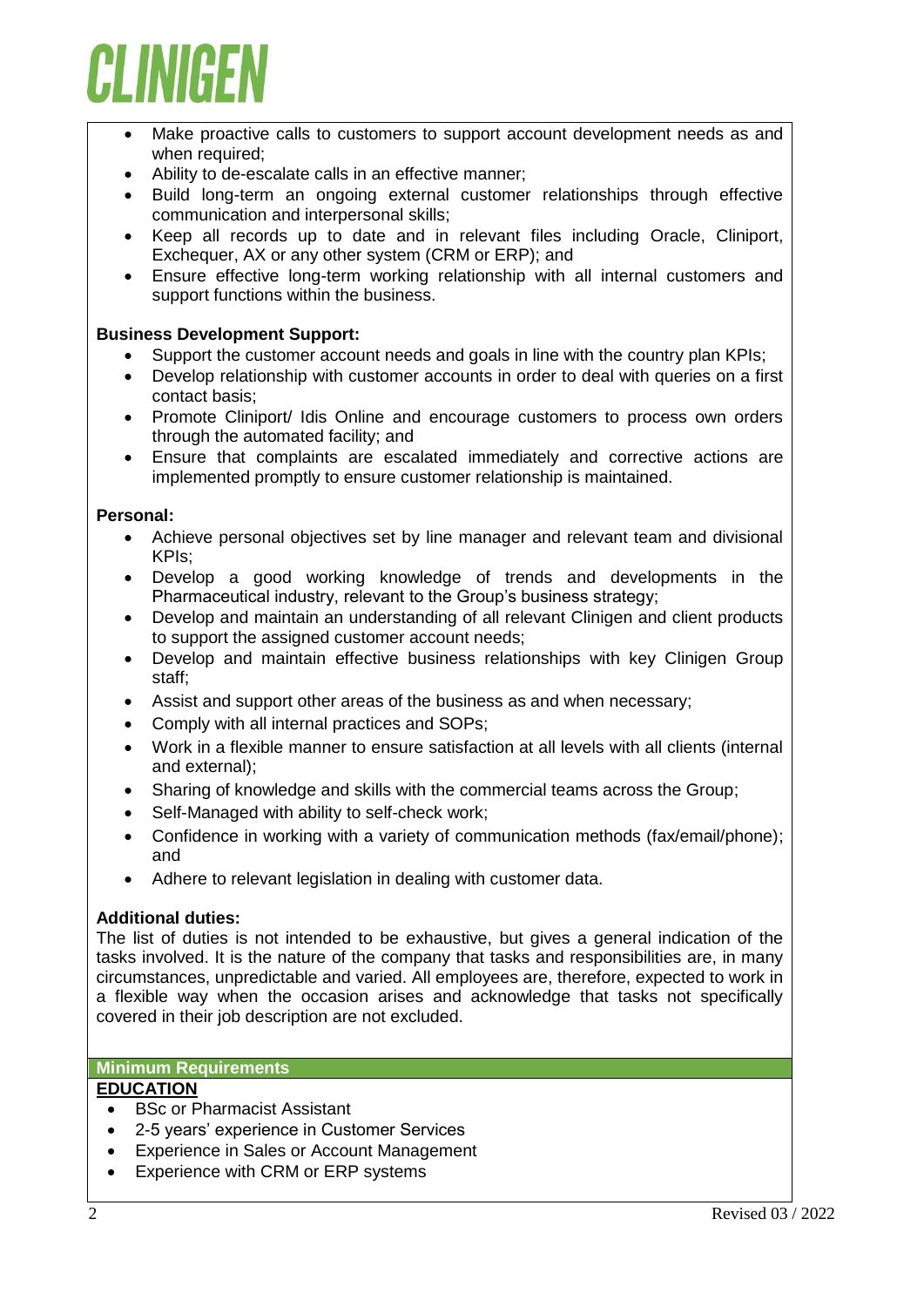- Make proactive calls to customers to support account development needs as and when required;
- Ability to de-escalate calls in an effective manner;
- Build long-term an ongoing external customer relationships through effective communication and interpersonal skills;
- Keep all records up to date and in relevant files including Oracle, Cliniport, Exchequer, AX or any other system (CRM or ERP); and
- Ensure effective long-term working relationship with all internal customers and support functions within the business.

**Business Development Support:**

- Support the customer account needs and goals in line with the country plan KPIs;
- Develop relationship with customer accounts in order to deal with queries on a first contact basis;
- Promote Cliniport/ Idis Online and encourage customers to process own orders through the automated facility; and
- Ensure that complaints are escalated immediately and corrective actions are implemented promptly to ensure customer relationship is maintained.

**Personal:**

- Achieve personal objectives set by line manager and relevant team and divisional KPIs;
- Develop a good working knowledge of trends and developments in the Pharmaceutical industry, relevant to the Group's business strategy;
- Develop and maintain an understanding of all relevant Clinigen and client products to support the assigned customer account needs;
- Develop and maintain effective business relationships with key Clinigen Group staff;
- Assist and support other areas of the business as and when necessary;
- Comply with all internal practices and SOPs;
- Work in a flexible manner to ensure satisfaction at all levels with all clients (internal and external);
- Sharing of knowledge and skills with the commercial teams across the Group;
- Self-Managed with ability to self-check work;
- Confidence in working with a variety of communication methods (fax/email/phone); and
- Adhere to relevant legislation in dealing with customer data.

**Additional duties:**

The list of duties is not intended to be exhaustive, but gives a general indication of the tasks involved. It is the nature of the company that tasks and responsibilities are, in many circumstances, unpredictable and varied. All employees are, therefore, expected to work in a flexible way when the occasion arises and acknowledge that tasks not specifically covered in their job description are not excluded.

## Minimum Requirements

**EDUCATION**

- BSc or Pharmacist Assistant
- 2-5 years' experience in Customer Services
- Experience in Sales or Account Management
- Experience with CRM or ERP systems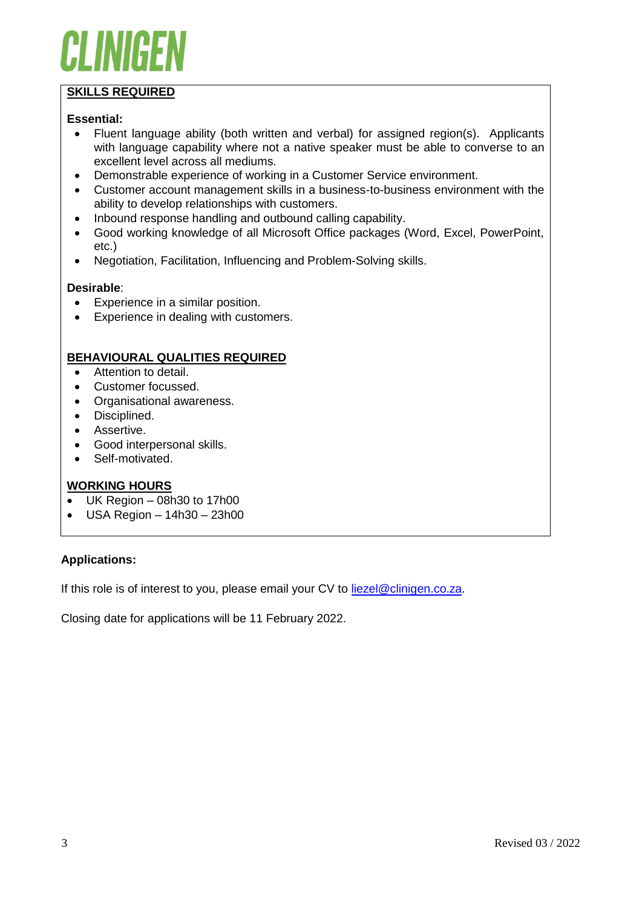CLINIGEN

## SKILLS REQUIRED

**Essential:**

- Fluent language ability (both written and verbal) for assigned region(s). Applicants with language capability where not a native speaker must be able to converse to an excellent level across all mediums.
- Demonstrable experience of working in a Customer Service environment.
- Customer account management skills in a business-to-business environment with the ability to develop relationships with customers.
- Inbound response handling and outbound calling capability.
- Good working knowledge of all Microsoft Office packages (Word, Excel, PowerPoint, etc.)
- Negotiation, Facilitation, Influencing and Problem-Solving skills.

**Desirable**:

- Experience in a similar position.
- Experience in dealing with customers.

## BEHAVIOURAL QUALITIES REQUIRED

- Attention to detail.
- Customer focussed.
- Organisational awareness.
- Disciplined.
- Assertive.
- Good interpersonal skills.
- Self-motivated.

## WORKING HOURS

- UK Region – 08h30 to 17h00
- USA Region – 14h30 – 23h00

**Applications:**

If this role is of interest to you, please email your CV to liezel@clinigen.co.za.

Closing date for applications will be 11 February 2022.

Revised 03 / 2022